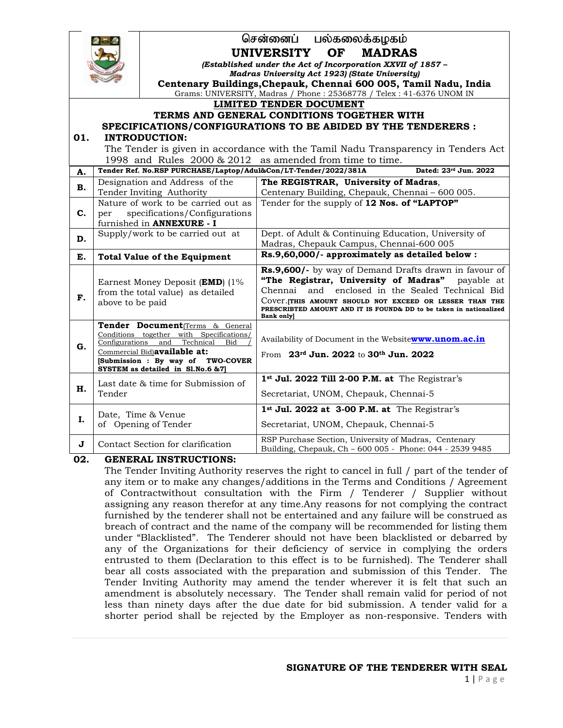# சென்னைப் பல்கலைக்கழகம்

# UNIVERSITY OF MADRAS

*(Established under the Act of Incorporation XXVII of 1857 – Madras University Act 1923) (State University)*

**Centenary Buildings, Chepauk, Chennai 600 005, Tamil Nadu, India**

Grams: UNIVERSITY, Madras / Phone : 25368778 / Telex : 41-6376 UNOM IN

## LIMITED TENDER DOCUMENT

## TERMS AND GENERAL CONDITIONS TOGETHER WITH SPECIFICATIONS/CONFIGURATIONS TO BE ABIDED BY THE TENDERERS :

### 01. INTRODUCTION:

The Tender is given in accordance with the Tamil Nadu Transparency in Tenders Act 1998 and Rules 2000 & 2012 as amended from time to time.

| | | |
|---|---|---|
| **A.** | **Tender Ref. No.RSP PURCHASE/Laptop/Adul&Con/LT-Tender/2022/381A** | **Dated: 23rd Jun. 2022** |
| **B.** | Designation and Address of the Tender Inviting Authority | **The REGISTRAR, University of Madras**, Centenary Building, Chepauk, Chennai – 600 005. |
| **C.** | Nature of work to be carried out as per specifications/Configurations furnished in **ANNEXURE - I** | Tender for the supply of **12 Nos. of "LAPTOP"** |
| **D.** | Supply/work to be carried out at | Dept. of Adult & Continuing Education, University of Madras, Chepauk Campus, Chennai-600 005 |
| **E.** | **Total Value of the Equipment** | **Rs.9,60,000/- approximately as detailed below :** |
| **F.** | Earnest Money Deposit (**EMD**) (1% from the total value) as detailed above to be paid | **Rs.9,600/-** by way of Demand Drafts drawn in favour of **"The Registrar, University of Madras"** payable at Chennai and enclosed in the Sealed Technical Bid Cover.**[THIS AMOUNT SHOULD NOT EXCEED OR LESSER THAN THE PRESCRIBTED AMOUNT AND IT IS FOUND& DD to be taken in nationalized Bank only]** |
| **G.** | **Tender Document**(Terms & General Conditions together with Specifications/ Configurations and Technical Bid / Commercial Bid)**available at:** **[Submission : By way of TWO-COVER SYSTEM as detailed in Sl.No.6 &7]** | Availability of Document in the Website**www.unom.ac.in** From **23rd Jun. 2022** to **30th Jun. 2022** |
| **H.** | Last date & time for Submission of Tender | **1st Jul. 2022 Till 2-00 P.M. at** The Registrar's Secretariat, UNOM, Chepauk, Chennai-5 |
| **I.** | Date, Time & Venue of Opening of Tender | **1st Jul. 2022 at 3-00 P.M. at** The Registrar's Secretariat, UNOM, Chepauk, Chennai-5 |
| **J** | Contact Section for clarification | RSP Purchase Section, University of Madras, Centenary Building, Chepauk, Ch – 600 005 - Phone: 044 - 2539 9485 |

### 02. GENERAL INSTRUCTIONS:

The Tender Inviting Authority reserves the right to cancel in full / part of the tender of any item or to make any changes/additions in the Terms and Conditions / Agreement of Contractwithout consultation with the Firm / Tenderer / Supplier without assigning any reason therefor at any time.Any reasons for not complying the contract furnished by the tenderer shall not be entertained and any failure will be construed as breach of contract and the name of the company will be recommended for listing them under "Blacklisted". The Tenderer should not have been blacklisted or debarred by any of the Organizations for their deficiency of service in complying the orders entrusted to them (Declaration to this effect is to be furnished). The Tenderer shall bear all costs associated with the preparation and submission of this Tender. The Tender Inviting Authority may amend the tender wherever it is felt that such an amendment is absolutely necessary. The Tender shall remain valid for period of not less than ninety days after the due date for bid submission. A tender valid for a shorter period shall be rejected by the Employer as non-responsive. Tenders with

**SIGNATURE OF THE TENDERER WITH SEAL**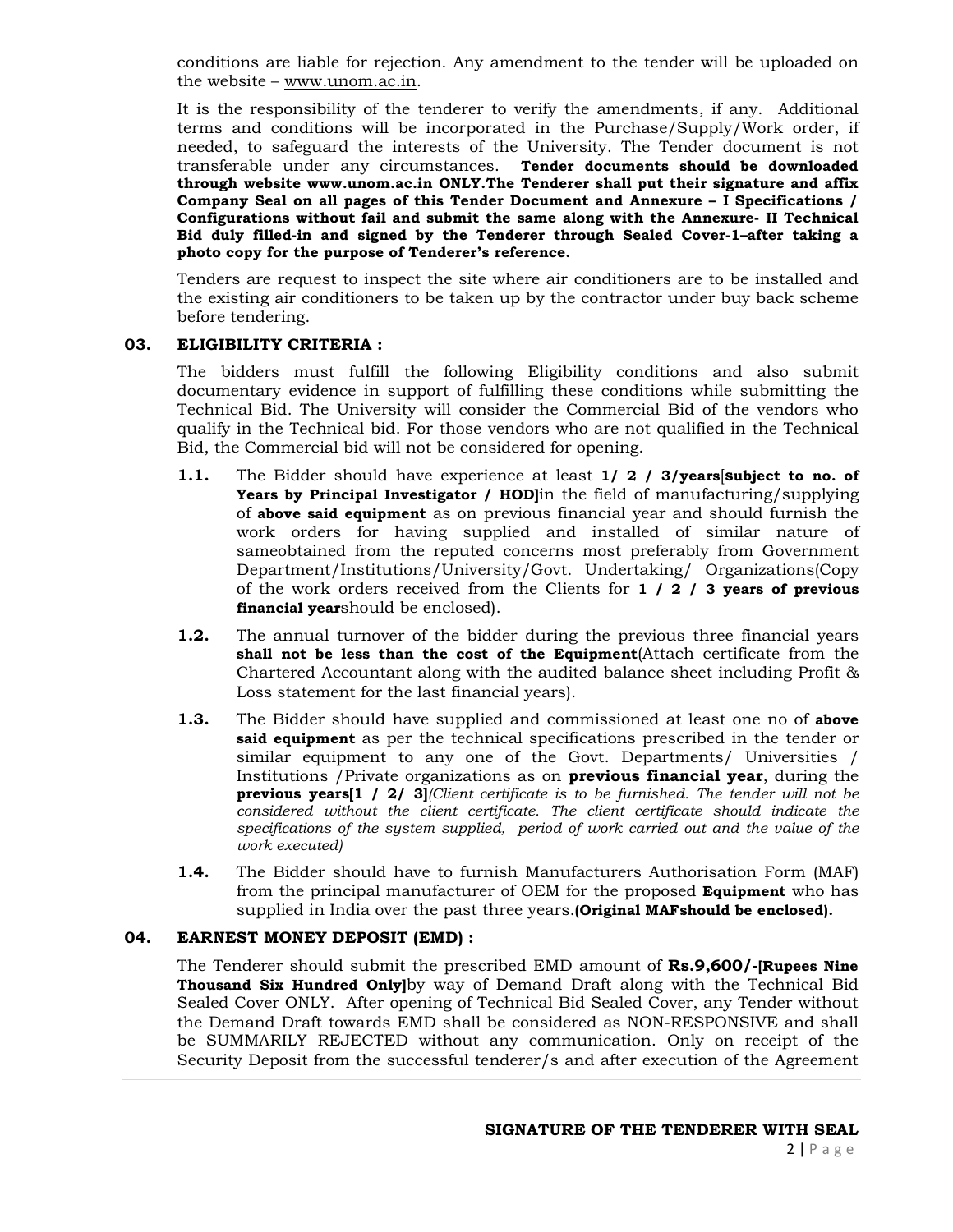conditions are liable for rejection. Any amendment to the tender will be uploaded on the website – www.unom.ac.in.

It is the responsibility of the tenderer to verify the amendments, if any. Additional terms and conditions will be incorporated in the Purchase/Supply/Work order, if needed, to safeguard the interests of the University. The Tender document is not transferable under any circumstances. **Tender documents should be downloaded through website www.unom.ac.in ONLY.The Tenderer shall put their signature and affix Company Seal on all pages of this Tender Document and Annexure – I Specifications / Configurations without fail and submit the same along with the Annexure- II Technical Bid duly filled-in and signed by the Tenderer through Sealed Cover-1–after taking a photo copy for the purpose of Tenderer's reference.**

Tenders are request to inspect the site where air conditioners are to be installed and the existing air conditioners to be taken up by the contractor under buy back scheme before tendering.

## 03. ELIGIBILITY CRITERIA :

The bidders must fulfill the following Eligibility conditions and also submit documentary evidence in support of fulfilling these conditions while submitting the Technical Bid. The University will consider the Commercial Bid of the vendors who qualify in the Technical bid. For those vendors who are not qualified in the Technical Bid, the Commercial bid will not be considered for opening.

**1.1.** The Bidder should have experience at least **1/ 2 / 3/years**[**subject to no. of Years by Principal Investigator / HOD]**in the field of manufacturing/supplying of **above said equipment** as on previous financial year and should furnish the work orders for having supplied and installed of similar nature of sameobtained from the reputed concerns most preferably from Government Department/Institutions/University/Govt. Undertaking/ Organizations(Copy of the work orders received from the Clients for **1 / 2 / 3 years of previous financial year**should be enclosed).

**1.2.** The annual turnover of the bidder during the previous three financial years **shall not be less than the cost of the Equipment**(Attach certificate from the Chartered Accountant along with the audited balance sheet including Profit & Loss statement for the last financial years).

**1.3.** The Bidder should have supplied and commissioned at least one no of **above said equipment** as per the technical specifications prescribed in the tender or similar equipment to any one of the Govt. Departments/ Universities / Institutions /Private organizations as on **previous financial year**, during the **previous years[1 / 2/ 3]***(Client certificate is to be furnished. The tender will not be considered without the client certificate. The client certificate should indicate the specifications of the system supplied, period of work carried out and the value of the work executed)*

**1.4.** The Bidder should have to furnish Manufacturers Authorisation Form (MAF) from the principal manufacturer of OEM for the proposed **Equipment** who has supplied in India over the past three years.**(Original MAFshould be enclosed).**

## 04. EARNEST MONEY DEPOSIT (EMD) :

The Tenderer should submit the prescribed EMD amount of **Rs.9,600/-[Rupees Nine Thousand Six Hundred Only]**by way of Demand Draft along with the Technical Bid Sealed Cover ONLY. After opening of Technical Bid Sealed Cover, any Tender without the Demand Draft towards EMD shall be considered as NON-RESPONSIVE and shall be SUMMARILY REJECTED without any communication. Only on receipt of the Security Deposit from the successful tenderer/s and after execution of the Agreement

**SIGNATURE OF THE TENDERER WITH SEAL**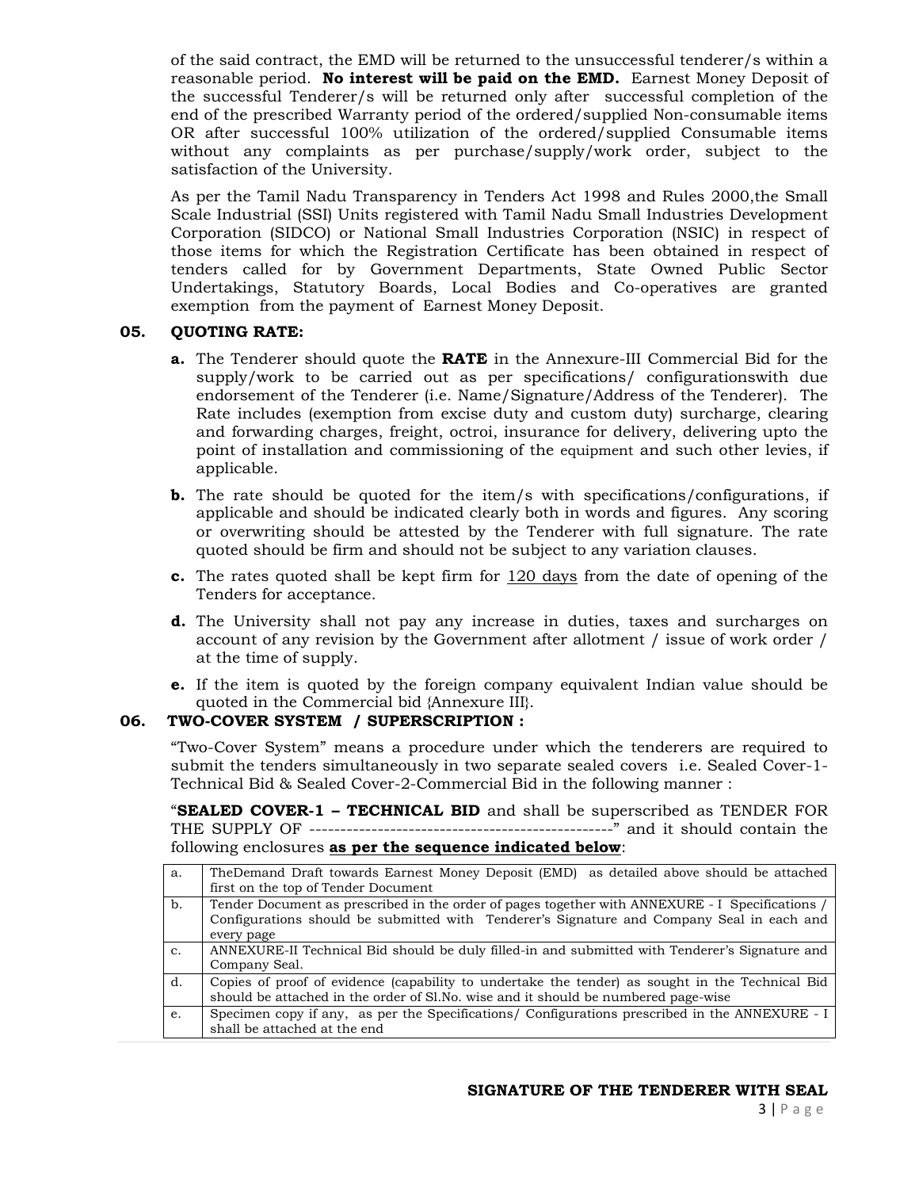of the said contract, the EMD will be returned to the unsuccessful tenderer/s within a reasonable period. **No interest will be paid on the EMD.** Earnest Money Deposit of the successful Tenderer/s will be returned only after successful completion of the end of the prescribed Warranty period of the ordered/supplied Non-consumable items OR after successful 100% utilization of the ordered/supplied Consumable items without any complaints as per purchase/supply/work order, subject to the satisfaction of the University.

As per the Tamil Nadu Transparency in Tenders Act 1998 and Rules 2000,the Small Scale Industrial (SSI) Units registered with Tamil Nadu Small Industries Development Corporation (SIDCO) or National Small Industries Corporation (NSIC) in respect of those items for which the Registration Certificate has been obtained in respect of tenders called for by Government Departments, State Owned Public Sector Undertakings, Statutory Boards, Local Bodies and Co-operatives are granted exemption from the payment of Earnest Money Deposit.

### 05. QUOTING RATE:

**a.** The Tenderer should quote the **RATE** in the Annexure-III Commercial Bid for the supply/work to be carried out as per specifications/ configurationswith due endorsement of the Tenderer (i.e. Name/Signature/Address of the Tenderer). The Rate includes (exemption from excise duty and custom duty) surcharge, clearing and forwarding charges, freight, octroi, insurance for delivery, delivering upto the point of installation and commissioning of the equipment and such other levies, if applicable.

**b.** The rate should be quoted for the item/s with specifications/configurations, if applicable and should be indicated clearly both in words and figures. Any scoring or overwriting should be attested by the Tenderer with full signature. The rate quoted should be firm and should not be subject to any variation clauses.

**c.** The rates quoted shall be kept firm for <u>120 days</u> from the date of opening of the Tenders for acceptance.

**d.** The University shall not pay any increase in duties, taxes and surcharges on account of any revision by the Government after allotment / issue of work order / at the time of supply.

**e.** If the item is quoted by the foreign company equivalent Indian value should be quoted in the Commercial bid {Annexure III}.

### 06. TWO-COVER SYSTEM / SUPERSCRIPTION :

"Two-Cover System" means a procedure under which the tenderers are required to submit the tenders simultaneously in two separate sealed covers i.e. Sealed Cover-1-Technical Bid & Sealed Cover-2-Commercial Bid in the following manner :

"**SEALED COVER-1 – TECHNICAL BID** and shall be superscribed as TENDER FOR THE SUPPLY OF ------------------------------------------------" and it should contain the following enclosures **<u>as per the sequence indicated below</u>**:

| | |
|---|---|
| a. | TheDemand Draft towards Earnest Money Deposit (EMD) as detailed above should be attached first on the top of Tender Document |
| b. | Tender Document as prescribed in the order of pages together with ANNEXURE - I Specifications / Configurations should be submitted with Tenderer's Signature and Company Seal in each and every page |
| c. | ANNEXURE-II Technical Bid should be duly filled-in and submitted with Tenderer's Signature and Company Seal. |
| d. | Copies of proof of evidence (capability to undertake the tender) as sought in the Technical Bid should be attached in the order of Sl.No. wise and it should be numbered page-wise |
| e. | Specimen copy if any, as per the Specifications/ Configurations prescribed in the ANNEXURE - I shall be attached at the end |

**SIGNATURE OF THE TENDERER WITH SEAL**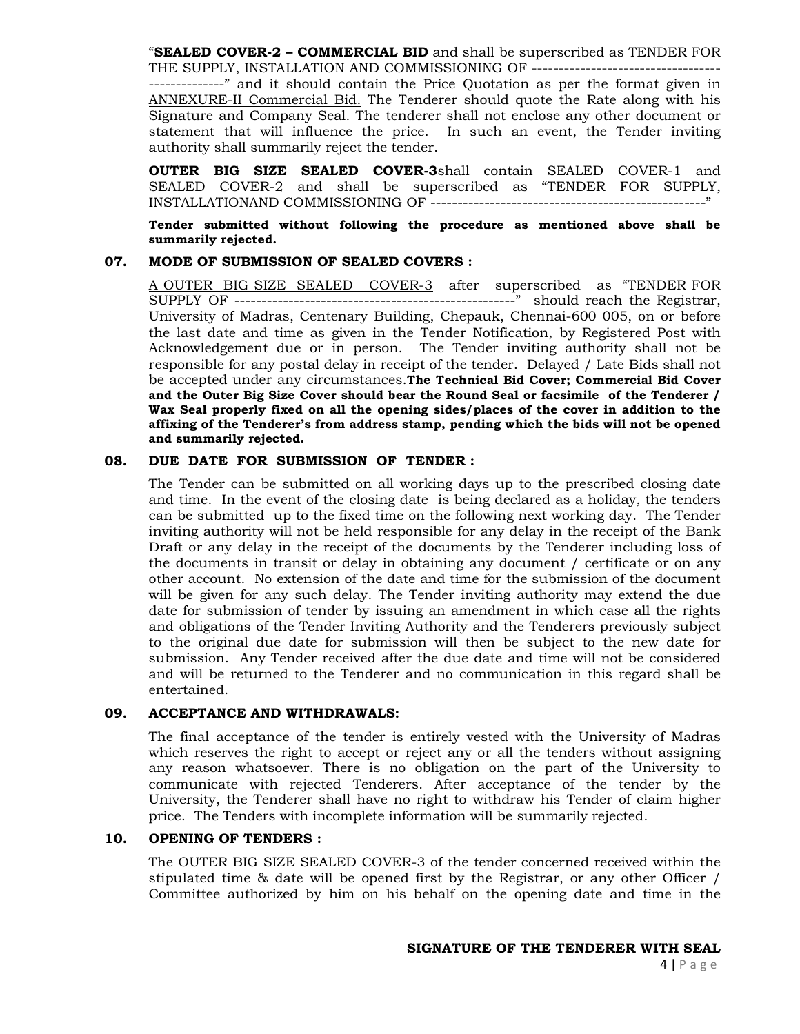"**SEALED COVER-2 – COMMERCIAL BID** and shall be superscribed as TENDER FOR THE SUPPLY, INSTALLATION AND COMMISSIONING OF ------------------------------------------------" and it should contain the Price Quotation as per the format given in <u>ANNEXURE-II Commercial Bid.</u> The Tenderer should quote the Rate along with his Signature and Company Seal. The tenderer shall not enclose any other document or statement that will influence the price. In such an event, the Tender inviting authority shall summarily reject the tender.

**OUTER BIG SIZE SEALED COVER-3**shall contain SEALED COVER-1 and SEALED COVER-2 and shall be superscribed as "TENDER FOR SUPPLY, INSTALLATIONAND COMMISSIONING OF ---------------------------------------------------"

**Tender submitted without following the procedure as mentioned above shall be summarily rejected.**

**07. MODE OF SUBMISSION OF SEALED COVERS :**

<u>A OUTER BIG SIZE SEALED COVER-3</u> after superscribed as "TENDER FOR SUPPLY OF ---------------------------------------------------" should reach the Registrar, University of Madras, Centenary Building, Chepauk, Chennai-600 005, on or before the last date and time as given in the Tender Notification, by Registered Post with Acknowledgement due or in person. The Tender inviting authority shall not be responsible for any postal delay in receipt of the tender. Delayed / Late Bids shall not be accepted under any circumstances.**The Technical Bid Cover; Commercial Bid Cover and the Outer Big Size Cover should bear the Round Seal or facsimile of the Tenderer / Wax Seal properly fixed on all the opening sides/places of the cover in addition to the affixing of the Tenderer's from address stamp, pending which the bids will not be opened and summarily rejected.**

**08. DUE DATE FOR SUBMISSION OF TENDER :**

The Tender can be submitted on all working days up to the prescribed closing date and time. In the event of the closing date is being declared as a holiday, the tenders can be submitted up to the fixed time on the following next working day. The Tender inviting authority will not be held responsible for any delay in the receipt of the Bank Draft or any delay in the receipt of the documents by the Tenderer including loss of the documents in transit or delay in obtaining any document / certificate or on any other account. No extension of the date and time for the submission of the document will be given for any such delay. The Tender inviting authority may extend the due date for submission of tender by issuing an amendment in which case all the rights and obligations of the Tender Inviting Authority and the Tenderers previously subject to the original due date for submission will then be subject to the new date for submission. Any Tender received after the due date and time will not be considered and will be returned to the Tenderer and no communication in this regard shall be entertained.

**09. ACCEPTANCE AND WITHDRAWALS:**

The final acceptance of the tender is entirely vested with the University of Madras which reserves the right to accept or reject any or all the tenders without assigning any reason whatsoever. There is no obligation on the part of the University to communicate with rejected Tenderers. After acceptance of the tender by the University, the Tenderer shall have no right to withdraw his Tender of claim higher price. The Tenders with incomplete information will be summarily rejected.

**10. OPENING OF TENDERS :**

The OUTER BIG SIZE SEALED COVER-3 of the tender concerned received within the stipulated time & date will be opened first by the Registrar, or any other Officer / Committee authorized by him on his behalf on the opening date and time in the

**SIGNATURE OF THE TENDERER WITH SEAL**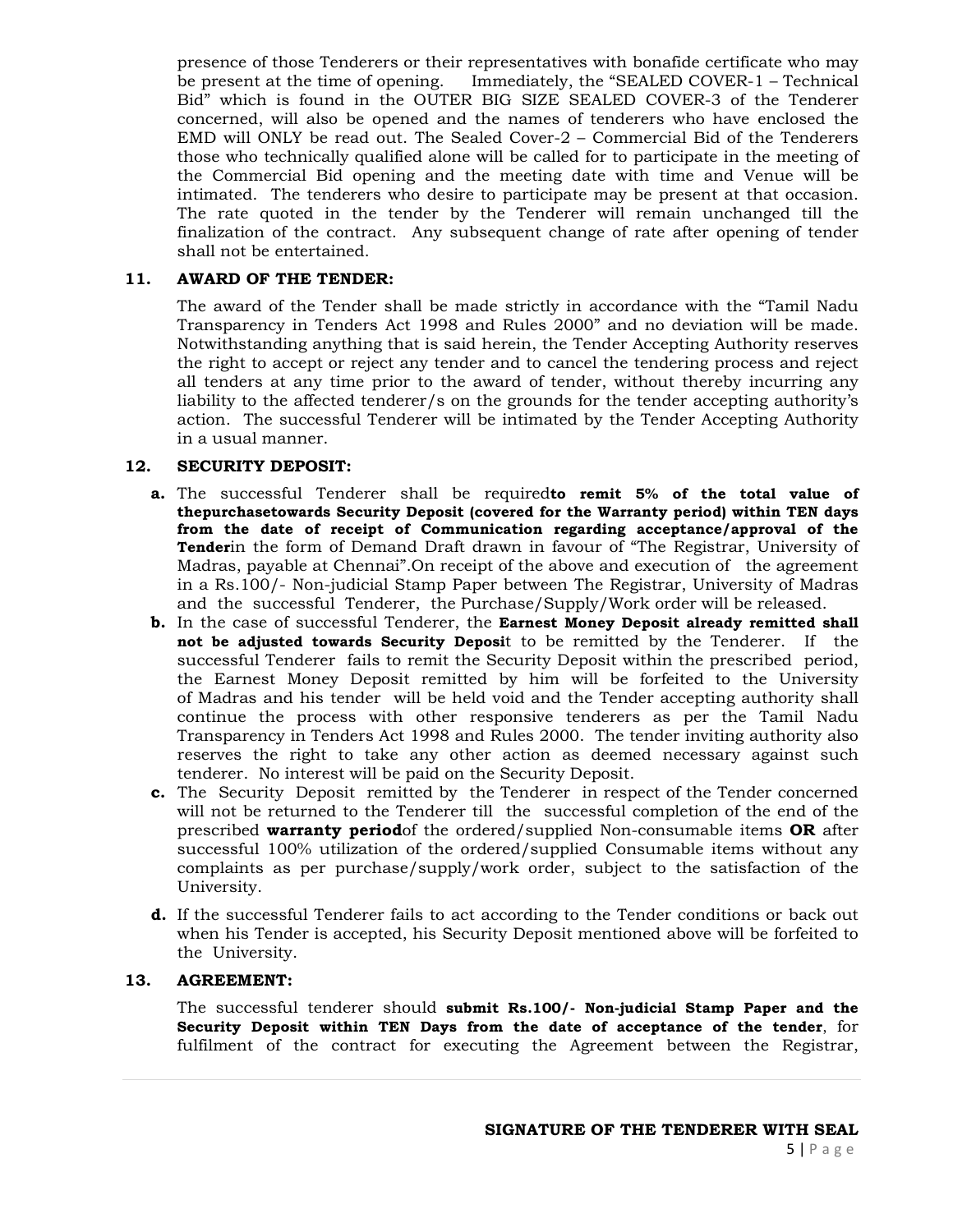presence of those Tenderers or their representatives with bonafide certificate who may be present at the time of opening. Immediately, the "SEALED COVER-1 – Technical Bid" which is found in the OUTER BIG SIZE SEALED COVER-3 of the Tenderer concerned, will also be opened and the names of tenderers who have enclosed the EMD will ONLY be read out. The Sealed Cover-2 – Commercial Bid of the Tenderers those who technically qualified alone will be called for to participate in the meeting of the Commercial Bid opening and the meeting date with time and Venue will be intimated. The tenderers who desire to participate may be present at that occasion. The rate quoted in the tender by the Tenderer will remain unchanged till the finalization of the contract. Any subsequent change of rate after opening of tender shall not be entertained.

## 11. AWARD OF THE TENDER:

The award of the Tender shall be made strictly in accordance with the "Tamil Nadu Transparency in Tenders Act 1998 and Rules 2000" and no deviation will be made. Notwithstanding anything that is said herein, the Tender Accepting Authority reserves the right to accept or reject any tender and to cancel the tendering process and reject all tenders at any time prior to the award of tender, without thereby incurring any liability to the affected tenderer/s on the grounds for the tender accepting authority's action. The successful Tenderer will be intimated by the Tender Accepting Authority in a usual manner.

## 12. SECURITY DEPOSIT:

- **a.** The successful Tenderer shall be required**to remit 5% of the total value of thepurchasetowards Security Deposit (covered for the Warranty period) within TEN days from the date of receipt of Communication regarding acceptance/approval of the Tender**in the form of Demand Draft drawn in favour of "The Registrar, University of Madras, payable at Chennai".On receipt of the above and execution of the agreement in a Rs.100/- Non-judicial Stamp Paper between The Registrar, University of Madras and the successful Tenderer, the Purchase/Supply/Work order will be released.
- **b.** In the case of successful Tenderer, the **Earnest Money Deposit already remitted shall not be adjusted towards Security Deposi**t to be remitted by the Tenderer. If the successful Tenderer fails to remit the Security Deposit within the prescribed period, the Earnest Money Deposit remitted by him will be forfeited to the University of Madras and his tender will be held void and the Tender accepting authority shall continue the process with other responsive tenderers as per the Tamil Nadu Transparency in Tenders Act 1998 and Rules 2000. The tender inviting authority also reserves the right to take any other action as deemed necessary against such tenderer. No interest will be paid on the Security Deposit.
- **c.** The Security Deposit remitted by the Tenderer in respect of the Tender concerned will not be returned to the Tenderer till the successful completion of the end of the prescribed **warranty period**of the ordered/supplied Non-consumable items **OR** after successful 100% utilization of the ordered/supplied Consumable items without any complaints as per purchase/supply/work order, subject to the satisfaction of the University.
- **d.** If the successful Tenderer fails to act according to the Tender conditions or back out when his Tender is accepted, his Security Deposit mentioned above will be forfeited to the University.

## 13. AGREEMENT:

The successful tenderer should **submit Rs.100/- Non-judicial Stamp Paper and the Security Deposit within TEN Days from the date of acceptance of the tender**, for fulfilment of the contract for executing the Agreement between the Registrar,

**SIGNATURE OF THE TENDERER WITH SEAL**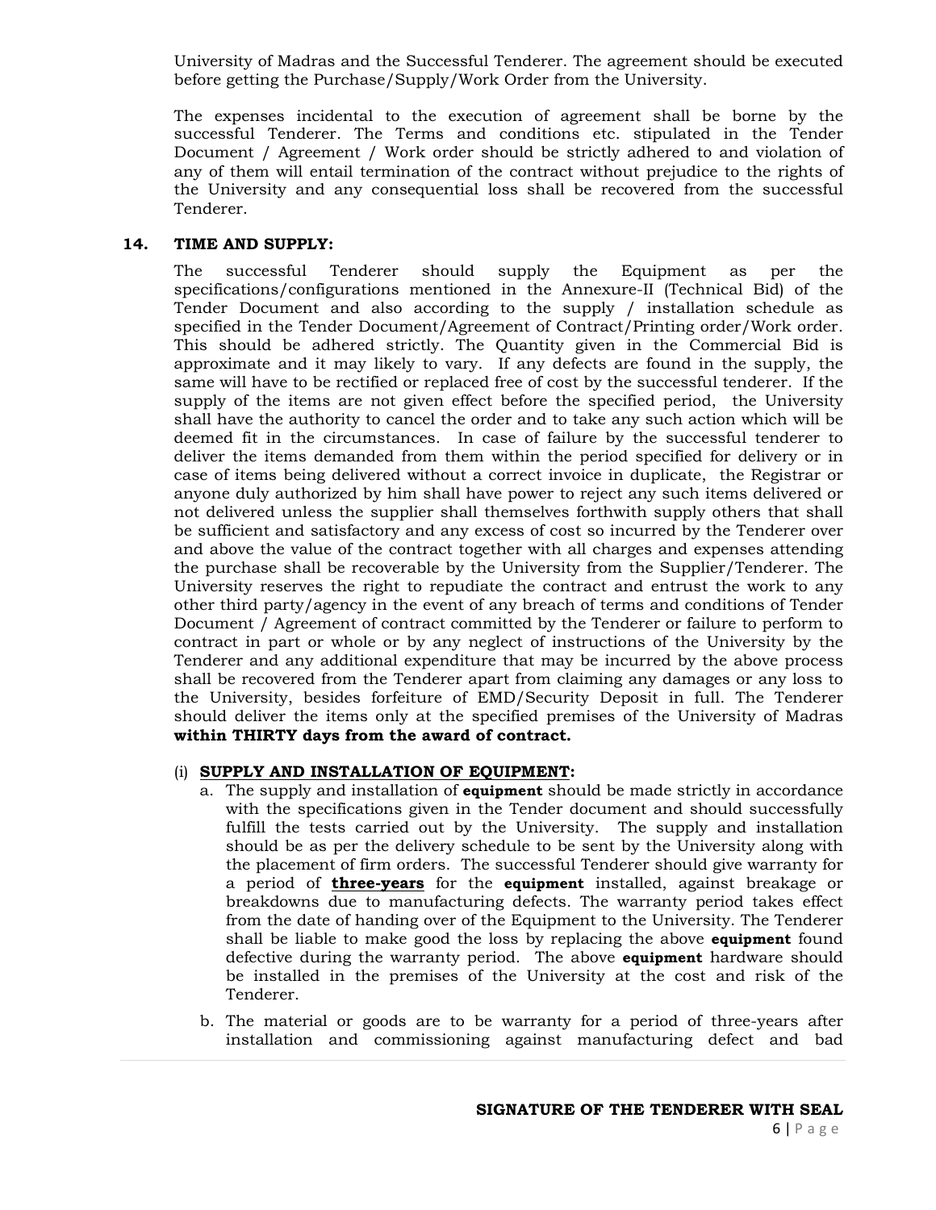University of Madras and the Successful Tenderer. The agreement should be executed before getting the Purchase/Supply/Work Order from the University.

The expenses incidental to the execution of agreement shall be borne by the successful Tenderer. The Terms and conditions etc. stipulated in the Tender Document / Agreement / Work order should be strictly adhered to and violation of any of them will entail termination of the contract without prejudice to the rights of the University and any consequential loss shall be recovered from the successful Tenderer.

**14. TIME AND SUPPLY:**

The successful Tenderer should supply the Equipment as per the specifications/configurations mentioned in the Annexure-II (Technical Bid) of the Tender Document and also according to the supply / installation schedule as specified in the Tender Document/Agreement of Contract/Printing order/Work order. This should be adhered strictly. The Quantity given in the Commercial Bid is approximate and it may likely to vary. If any defects are found in the supply, the same will have to be rectified or replaced free of cost by the successful tenderer. If the supply of the items are not given effect before the specified period, the University shall have the authority to cancel the order and to take any such action which will be deemed fit in the circumstances. In case of failure by the successful tenderer to deliver the items demanded from them within the period specified for delivery or in case of items being delivered without a correct invoice in duplicate, the Registrar or anyone duly authorized by him shall have power to reject any such items delivered or not delivered unless the supplier shall themselves forthwith supply others that shall be sufficient and satisfactory and any excess of cost so incurred by the Tenderer over and above the value of the contract together with all charges and expenses attending the purchase shall be recoverable by the University from the Supplier/Tenderer. The University reserves the right to repudiate the contract and entrust the work to any other third party/agency in the event of any breach of terms and conditions of Tender Document / Agreement of contract committed by the Tenderer or failure to perform to contract in part or whole or by any neglect of instructions of the University by the Tenderer and any additional expenditure that may be incurred by the above process shall be recovered from the Tenderer apart from claiming any damages or any loss to the University, besides forfeiture of EMD/Security Deposit in full. The Tenderer should deliver the items only at the specified premises of the University of Madras **within THIRTY days from the award of contract.**

(i) **SUPPLY AND INSTALLATION OF EQUIPMENT:**

a. The supply and installation of **equipment** should be made strictly in accordance with the specifications given in the Tender document and should successfully fulfill the tests carried out by the University. The supply and installation should be as per the delivery schedule to be sent by the University along with the placement of firm orders. The successful Tenderer should give warranty for a period of **three-years** for the **equipment** installed, against breakage or breakdowns due to manufacturing defects. The warranty period takes effect from the date of handing over of the Equipment to the University. The Tenderer shall be liable to make good the loss by replacing the above **equipment** found defective during the warranty period. The above **equipment** hardware should be installed in the premises of the University at the cost and risk of the Tenderer.

b. The material or goods are to be warranty for a period of three-years after installation and commissioning against manufacturing defect and bad

**SIGNATURE OF THE TENDERER WITH SEAL**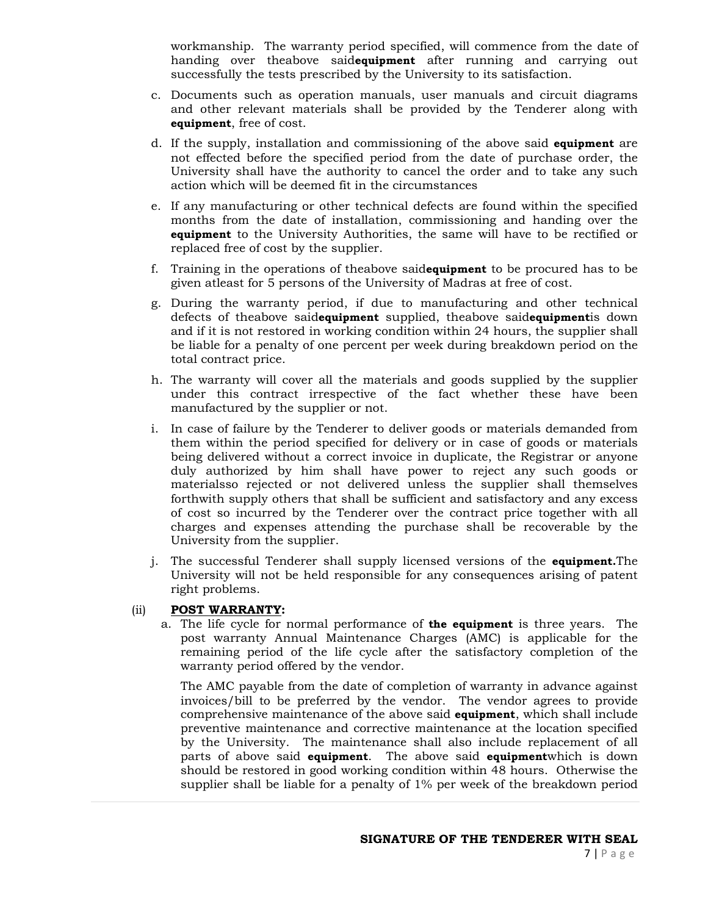workmanship. The warranty period specified, will commence from the date of handing over theabove said**equipment** after running and carrying out successfully the tests prescribed by the University to its satisfaction.

c. Documents such as operation manuals, user manuals and circuit diagrams and other relevant materials shall be provided by the Tenderer along with **equipment**, free of cost.

d. If the supply, installation and commissioning of the above said **equipment** are not effected before the specified period from the date of purchase order, the University shall have the authority to cancel the order and to take any such action which will be deemed fit in the circumstances

e. If any manufacturing or other technical defects are found within the specified months from the date of installation, commissioning and handing over the **equipment** to the University Authorities, the same will have to be rectified or replaced free of cost by the supplier.

f. Training in the operations of theabove said**equipment** to be procured has to be given atleast for 5 persons of the University of Madras at free of cost.

g. During the warranty period, if due to manufacturing and other technical defects of theabove said**equipment** supplied, theabove said**equipment**is down and if it is not restored in working condition within 24 hours, the supplier shall be liable for a penalty of one percent per week during breakdown period on the total contract price.

h. The warranty will cover all the materials and goods supplied by the supplier under this contract irrespective of the fact whether these have been manufactured by the supplier or not.

i. In case of failure by the Tenderer to deliver goods or materials demanded from them within the period specified for delivery or in case of goods or materials being delivered without a correct invoice in duplicate, the Registrar or anyone duly authorized by him shall have power to reject any such goods or materialsso rejected or not delivered unless the supplier shall themselves forthwith supply others that shall be sufficient and satisfactory and any excess of cost so incurred by the Tenderer over the contract price together with all charges and expenses attending the purchase shall be recoverable by the University from the supplier.

j. The successful Tenderer shall supply licensed versions of the **equipment.**The University will not be held responsible for any consequences arising of patent right problems.

(ii) **POST WARRANTY:**

a. The life cycle for normal performance of **the equipment** is three years. The post warranty Annual Maintenance Charges (AMC) is applicable for the remaining period of the life cycle after the satisfactory completion of the warranty period offered by the vendor.

The AMC payable from the date of completion of warranty in advance against invoices/bill to be preferred by the vendor. The vendor agrees to provide comprehensive maintenance of the above said **equipment**, which shall include preventive maintenance and corrective maintenance at the location specified by the University. The maintenance shall also include replacement of all parts of above said **equipment**. The above said **equipment**which is down should be restored in good working condition within 48 hours. Otherwise the supplier shall be liable for a penalty of 1% per week of the breakdown period

**SIGNATURE OF THE TENDERER WITH SEAL**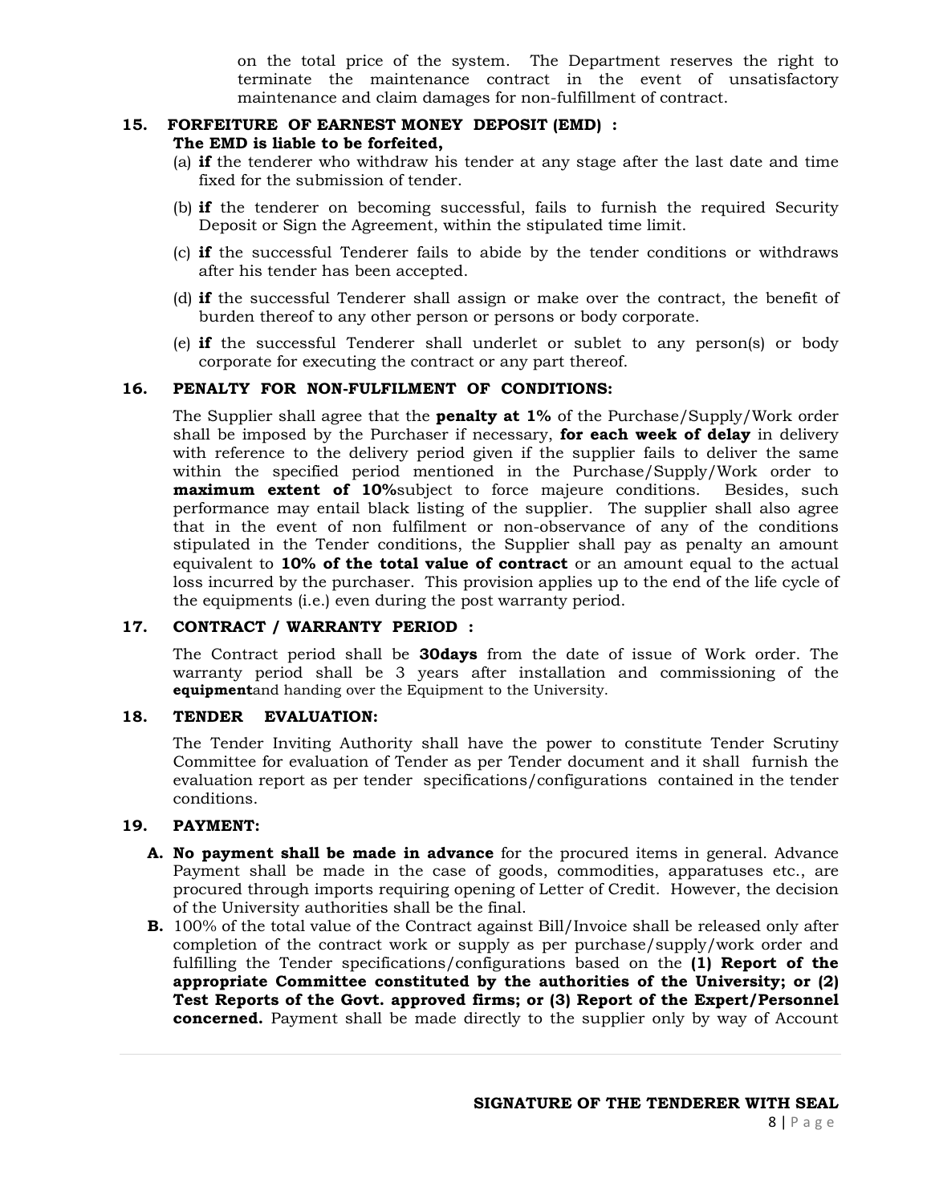on the total price of the system. The Department reserves the right to terminate the maintenance contract in the event of unsatisfactory maintenance and claim damages for non-fulfillment of contract.

### 15. FORFEITURE OF EARNEST MONEY DEPOSIT (EMD) :

**The EMD is liable to be forfeited,**

(a) **if** the tenderer who withdraw his tender at any stage after the last date and time fixed for the submission of tender.

(b) **if** the tenderer on becoming successful, fails to furnish the required Security Deposit or Sign the Agreement, within the stipulated time limit.

(c) **if** the successful Tenderer fails to abide by the tender conditions or withdraws after his tender has been accepted.

(d) **if** the successful Tenderer shall assign or make over the contract, the benefit of burden thereof to any other person or persons or body corporate.

(e) **if** the successful Tenderer shall underlet or sublet to any person(s) or body corporate for executing the contract or any part thereof.

### 16. PENALTY FOR NON-FULFILMENT OF CONDITIONS:

The Supplier shall agree that the **penalty at 1%** of the Purchase/Supply/Work order shall be imposed by the Purchaser if necessary, **for each week of delay** in delivery with reference to the delivery period given if the supplier fails to deliver the same within the specified period mentioned in the Purchase/Supply/Work order to **maximum extent of 10%**subject to force majeure conditions. Besides, such performance may entail black listing of the supplier. The supplier shall also agree that in the event of non fulfilment or non-observance of any of the conditions stipulated in the Tender conditions, the Supplier shall pay as penalty an amount equivalent to **10% of the total value of contract** or an amount equal to the actual loss incurred by the purchaser. This provision applies up to the end of the life cycle of the equipments (i.e.) even during the post warranty period.

### 17. CONTRACT / WARRANTY PERIOD :

The Contract period shall be **30days** from the date of issue of Work order. The warranty period shall be 3 years after installation and commissioning of the **equipment**and handing over the Equipment to the University.

### 18. TENDER EVALUATION:

The Tender Inviting Authority shall have the power to constitute Tender Scrutiny Committee for evaluation of Tender as per Tender document and it shall furnish the evaluation report as per tender specifications/configurations contained in the tender conditions.

### 19. PAYMENT:

**A. No payment shall be made in advance** for the procured items in general. Advance Payment shall be made in the case of goods, commodities, apparatuses etc., are procured through imports requiring opening of Letter of Credit. However, the decision of the University authorities shall be the final.

**B.** 100% of the total value of the Contract against Bill/Invoice shall be released only after completion of the contract work or supply as per purchase/supply/work order and fulfilling the Tender specifications/configurations based on the **(1) Report of the appropriate Committee constituted by the authorities of the University; or (2) Test Reports of the Govt. approved firms; or (3) Report of the Expert/Personnel concerned.** Payment shall be made directly to the supplier only by way of Account

**SIGNATURE OF THE TENDERER WITH SEAL**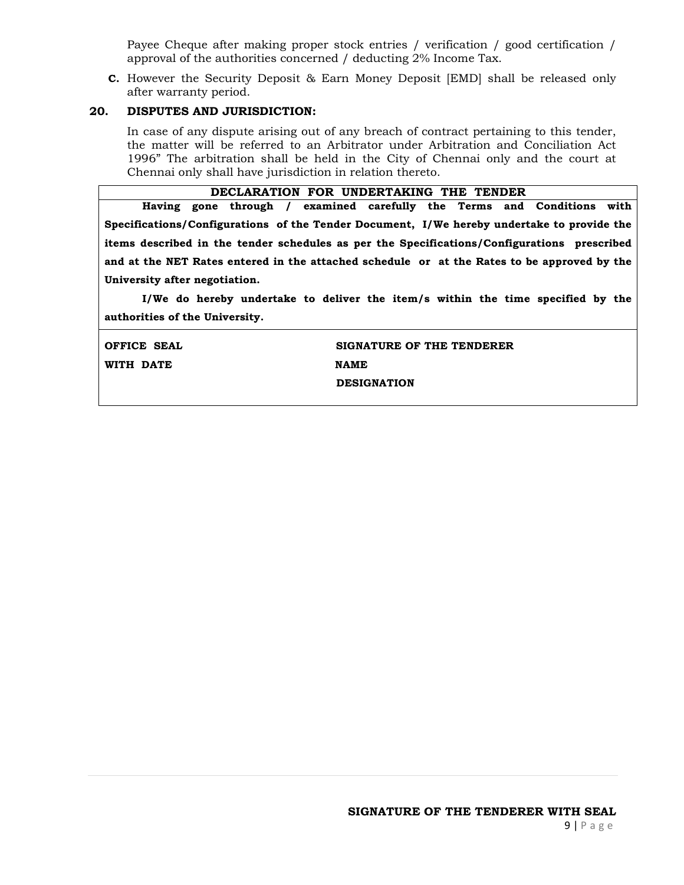Payee Cheque after making proper stock entries / verification / good certification / approval of the authorities concerned / deducting 2% Income Tax.

**C.** However the Security Deposit & Earn Money Deposit [EMD] shall be released only after warranty period.

### 20. DISPUTES AND JURISDICTION:

In case of any dispute arising out of any breach of contract pertaining to this tender, the matter will be referred to an Arbitrator under Arbitration and Conciliation Act 1996" The arbitration shall be held in the City of Chennai only and the court at Chennai only shall have jurisdiction in relation thereto.

| **DECLARATION FOR UNDERTAKING THE TENDER** | |
|---|---|
| **Having gone through / examined carefully the Terms and Conditions with Specifications/Configurations of the Tender Document, I/We hereby undertake to provide the items described in the tender schedules as per the Specifications/Configurations prescribed and at the NET Rates entered in the attached schedule or at the Rates to be approved by the University after negotiation.**<br><br>**I/We do hereby undertake to deliver the item/s within the time specified by the authorities of the University.** | |
| **OFFICE SEAL**<br>**WITH DATE** | **SIGNATURE OF THE TENDERER**<br>**NAME**<br>**DESIGNATION** |

**SIGNATURE OF THE TENDERER WITH SEAL**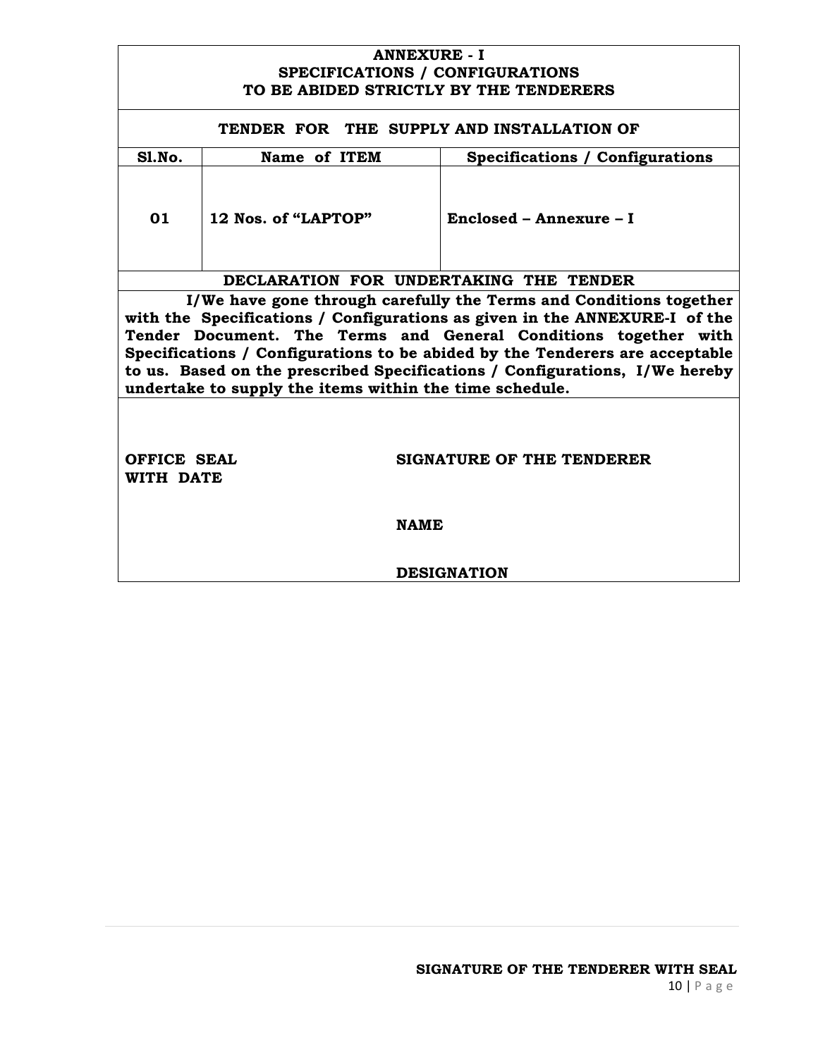**ANNEXURE - I**
**SPECIFICATIONS / CONFIGURATIONS**
**TO BE ABIDED STRICTLY BY THE TENDERERS**

**TENDER FOR THE SUPPLY AND INSTALLATION OF**

| Sl.No. | Name of ITEM | Specifications / Configurations |
|---|---|---|
| 01 | 12 Nos. of "LAPTOP" | Enclosed – Annexure – I |

**DECLARATION FOR UNDERTAKING THE TENDER**

**I/We have gone through carefully the Terms and Conditions together with the Specifications / Configurations as given in the ANNEXURE-I of the Tender Document. The Terms and General Conditions together with Specifications / Configurations to be abided by the Tenderers are acceptable to us. Based on the prescribed Specifications / Configurations, I/We hereby undertake to supply the items within the time schedule.**

**OFFICE SEAL WITH DATE**

**SIGNATURE OF THE TENDERER**

**NAME**

**DESIGNATION**

**SIGNATURE OF THE TENDERER WITH SEAL**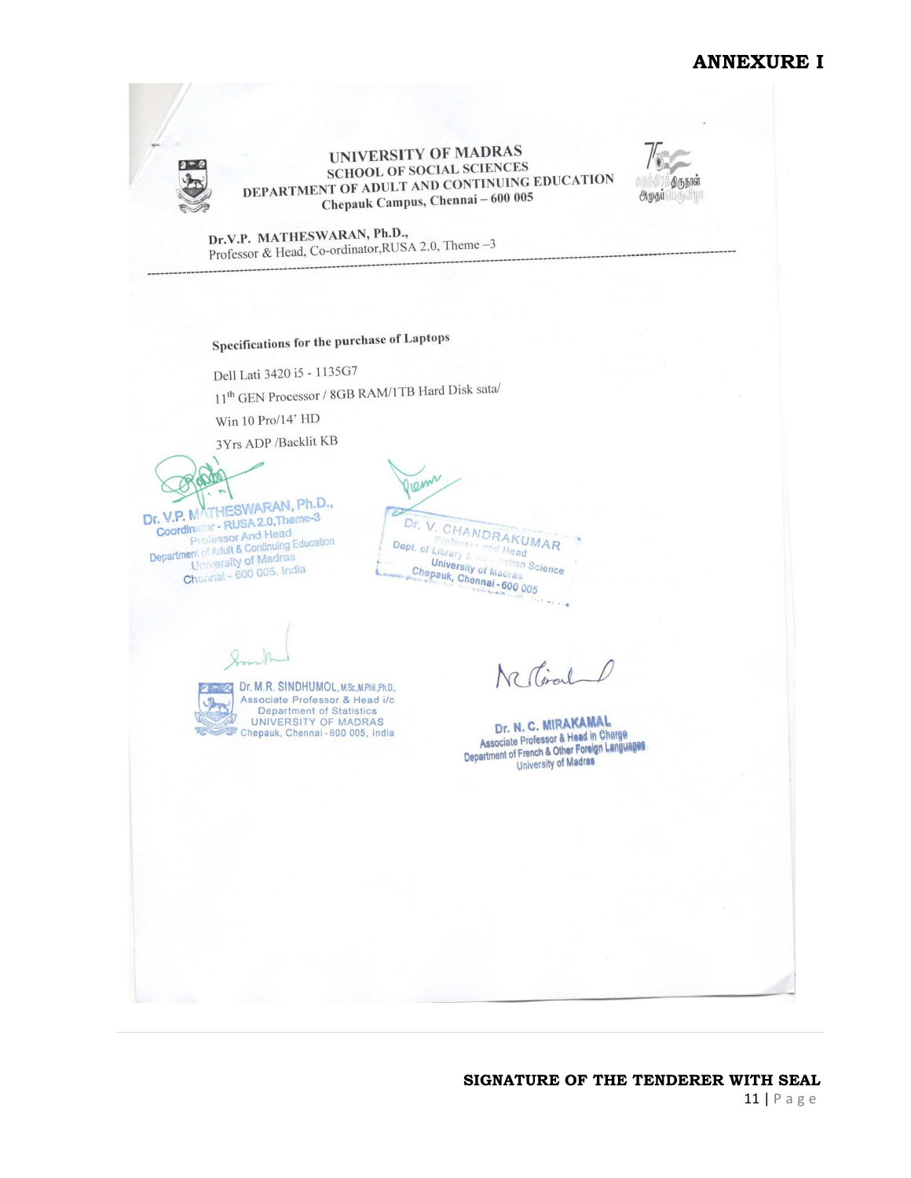# ANNEXURE I

**UNIVERSITY OF MADRAS**
**SCHOOL OF SOCIAL SCIENCES**
**DEPARTMENT OF ADULT AND CONTINUING EDUCATION**
**Chepauk Campus, Chennai – 600 005**

**Dr.V.P. MATHESWARAN, Ph.D.,**
Professor & Head, Co-ordinator,RUSA 2.0, Theme –3

---

**Specifications for the purchase of Laptops**

Dell Lati 3420 i5 - 1135G7

11th GEN Processor / 8GB RAM/1TB Hard Disk sata/

Win 10 Pro/14' HD

3Yrs ADP /Backlit KB

Dr. V.P. MATHESWARAN, Ph.D.,
Coordinator - RUSA 2.0,Theme-3
Professor And Head
Department of Adult & Continuing Education
University of Madras
Chennai - 600 005. India

Dr. V. CHANDRAKUMAR
Professor and Head
Dept. of Library & Information Science
University of Madras
Chepauk, Chennai - 600 005

Dr. M.R. SINDHUMOL, M.Sc.,M.Phil.,Ph.D.,
Associate Professor & Head i/c
Department of Statistics
UNIVERSITY OF MADRAS
Chepauk, Chennai - 600 005, India

Dr. N. C. MIRAKAMAL
Associate Professor & Head in Charge
Department of French & Other Foreign Languages
University of Madras

**SIGNATURE OF THE TENDERER WITH SEAL**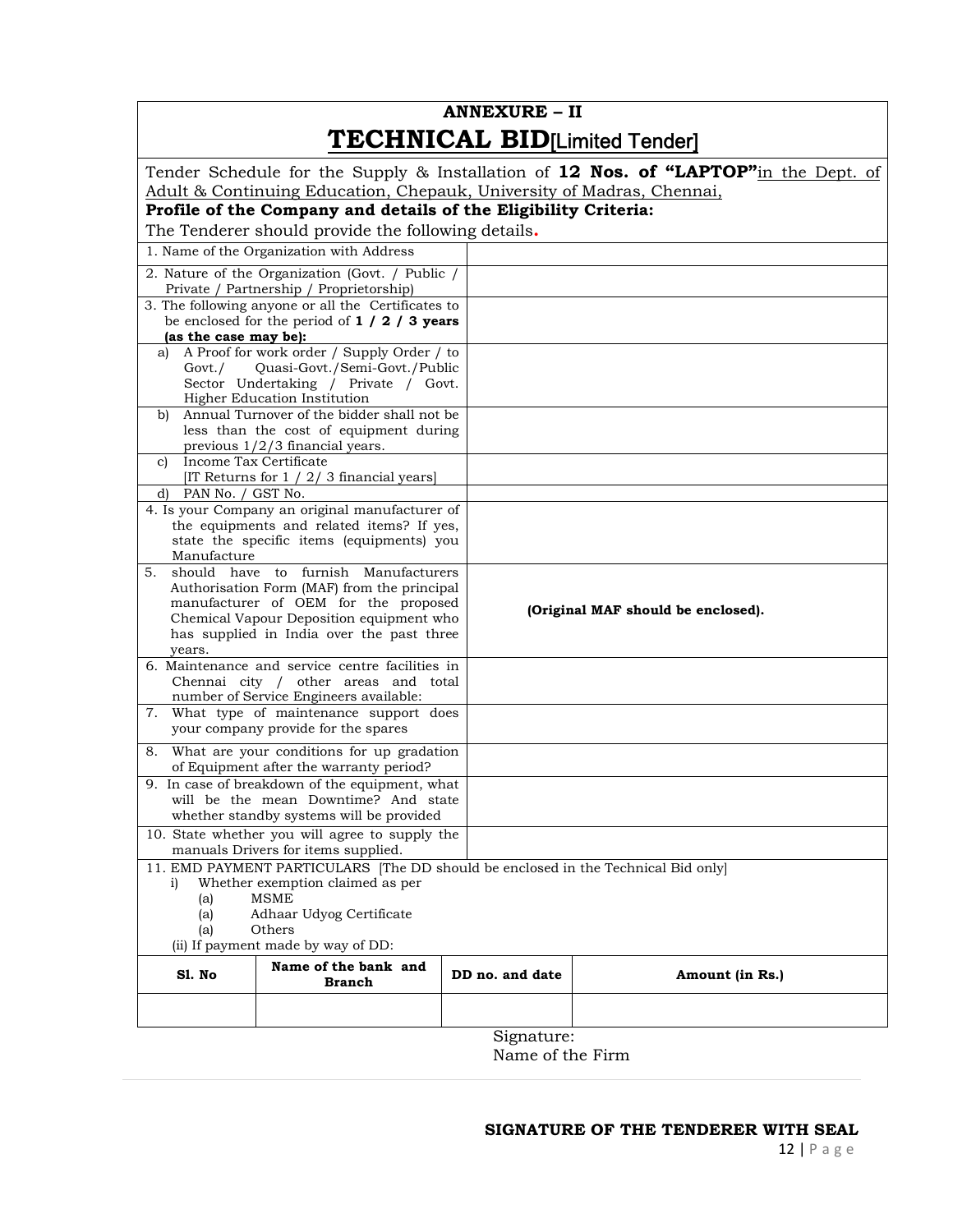# ANNEXURE – II

# TECHNICAL BID[Limited Tender]

Tender Schedule for the Supply & Installation of **12 Nos. of "LAPTOP"**in the Dept. of Adult & Continuing Education, Chepauk, University of Madras, Chennai,

**Profile of the Company and details of the Eligibility Criteria:**

The Tenderer should provide the following details.

| | |
|---|---|
| 1. Name of the Organization with Address | |
| 2. Nature of the Organization (Govt. / Public / Private / Partnership / Proprietorship) | |
| 3. The following anyone or all the Certificates to be enclosed for the period of **1 / 2 / 3 years (as the case may be):** | |
| a) A Proof for work order / Supply Order / to Govt./ Quasi-Govt./Semi-Govt./Public Sector Undertaking / Private / Govt. Higher Education Institution | |
| b) Annual Turnover of the bidder shall not be less than the cost of equipment during previous 1/2/3 financial years. | |
| c) Income Tax Certificate [IT Returns for 1 / 2/ 3 financial years] | |
| d) PAN No. / GST No. | |
| 4. Is your Company an original manufacturer of the equipments and related items? If yes, state the specific items (equipments) you Manufacture | |
| 5. should have to furnish Manufacturers Authorisation Form (MAF) from the principal manufacturer of OEM for the proposed Chemical Vapour Deposition equipment who has supplied in India over the past three years. | **(Original MAF should be enclosed).** |
| 6. Maintenance and service centre facilities in Chennai city / other areas and total number of Service Engineers available: | |
| 7. What type of maintenance support does your company provide for the spares | |
| 8. What are your conditions for up gradation of Equipment after the warranty period? | |
| 9. In case of breakdown of the equipment, what will be the mean Downtime? And state whether standby systems will be provided | |
| 10. State whether you will agree to supply the manuals Drivers for items supplied. | |

11. EMD PAYMENT PARTICULARS [The DD should be enclosed in the Technical Bid only]

i) Whether exemption claimed as per
  (a) MSME
  (a) Adhaar Udyog Certificate
  (a) Others

(ii) If payment made by way of DD:

| Sl. No | Name of the bank and Branch | DD no. and date | Amount (in Rs.) |
|---|---|---|---|
| | | | |

Signature:
Name of the Firm

**SIGNATURE OF THE TENDERER WITH SEAL**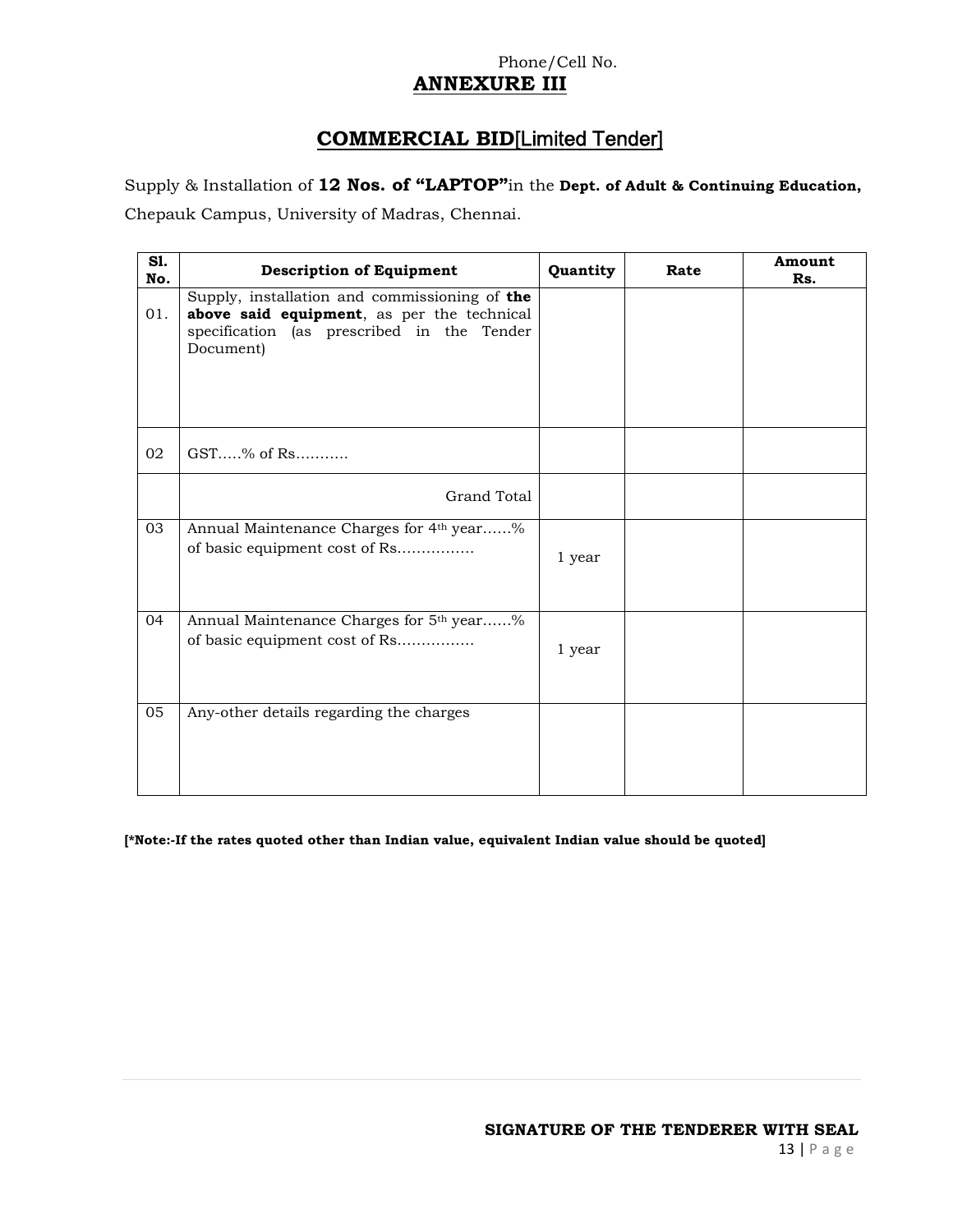Phone/Cell No.

## ANNEXURE III

## COMMERCIAL BID[Limited Tender]

Supply & Installation of **12 Nos. of "LAPTOP"**in the **Dept. of Adult & Continuing Education,** Chepauk Campus, University of Madras, Chennai.

| Sl. No. | Description of Equipment | Quantity | Rate | Amount Rs. |
|---|---|---|---|---|
| 01. | Supply, installation and commissioning of **the above said equipment**, as per the technical specification (as prescribed in the Tender Document) | | | |
| 02 | GST.....% of Rs........... | | | |
| | Grand Total | | | |
| 03 | Annual Maintenance Charges for 4th year......% of basic equipment cost of Rs................ | 1 year | | |
| 04 | Annual Maintenance Charges for 5th year......% of basic equipment cost of Rs................ | 1 year | | |
| 05 | Any-other details regarding the charges | | | |

**[*Note:-If the rates quoted other than Indian value, equivalent Indian value should be quoted]**

**SIGNATURE OF THE TENDERER WITH SEAL**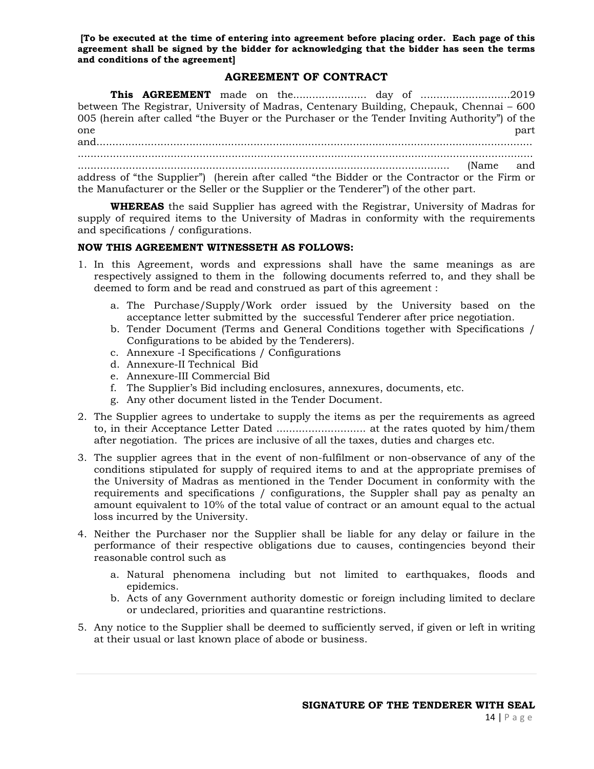**[To be executed at the time of entering into agreement before placing order. Each page of this agreement shall be signed by the bidder for acknowledging that the bidder has seen the terms and conditions of the agreement]**

## AGREEMENT OF CONTRACT

**This AGREEMENT** made on the....................... day of ............................2019 between The Registrar, University of Madras, Centenary Building, Chepauk, Chennai – 600 005 (herein after called "the Buyer or the Purchaser or the Tender Inviting Authority") of the one part and.............................................................................................................................. ......................................................................................................................................... .................................................................................................................... (Name and address of "the Supplier") (herein after called "the Bidder or the Contractor or the Firm or the Manufacturer or the Seller or the Supplier or the Tenderer") of the other part.

**WHEREAS** the said Supplier has agreed with the Registrar, University of Madras for supply of required items to the University of Madras in conformity with the requirements and specifications / configurations.

**NOW THIS AGREEMENT WITNESSETH AS FOLLOWS:**

1. In this Agreement, words and expressions shall have the same meanings as are respectively assigned to them in the following documents referred to, and they shall be deemed to form and be read and construed as part of this agreement :
   a. The Purchase/Supply/Work order issued by the University based on the acceptance letter submitted by the successful Tenderer after price negotiation.
   b. Tender Document (Terms and General Conditions together with Specifications / Configurations to be abided by the Tenderers).
   c. Annexure -I Specifications / Configurations
   d. Annexure-II Technical Bid
   e. Annexure-III Commercial Bid
   f. The Supplier's Bid including enclosures, annexures, documents, etc.
   g. Any other document listed in the Tender Document.
2. The Supplier agrees to undertake to supply the items as per the requirements as agreed to, in their Acceptance Letter Dated ............................ at the rates quoted by him/them after negotiation. The prices are inclusive of all the taxes, duties and charges etc.
3. The supplier agrees that in the event of non-fulfilment or non-observance of any of the conditions stipulated for supply of required items to and at the appropriate premises of the University of Madras as mentioned in the Tender Document in conformity with the requirements and specifications / configurations, the Suppler shall pay as penalty an amount equivalent to 10% of the total value of contract or an amount equal to the actual loss incurred by the University.
4. Neither the Purchaser nor the Supplier shall be liable for any delay or failure in the performance of their respective obligations due to causes, contingencies beyond their reasonable control such as
   a. Natural phenomena including but not limited to earthquakes, floods and epidemics.
   b. Acts of any Government authority domestic or foreign including limited to declare or undeclared, priorities and quarantine restrictions.
5. Any notice to the Supplier shall be deemed to sufficiently served, if given or left in writing at their usual or last known place of abode or business.

**SIGNATURE OF THE TENDERER WITH SEAL**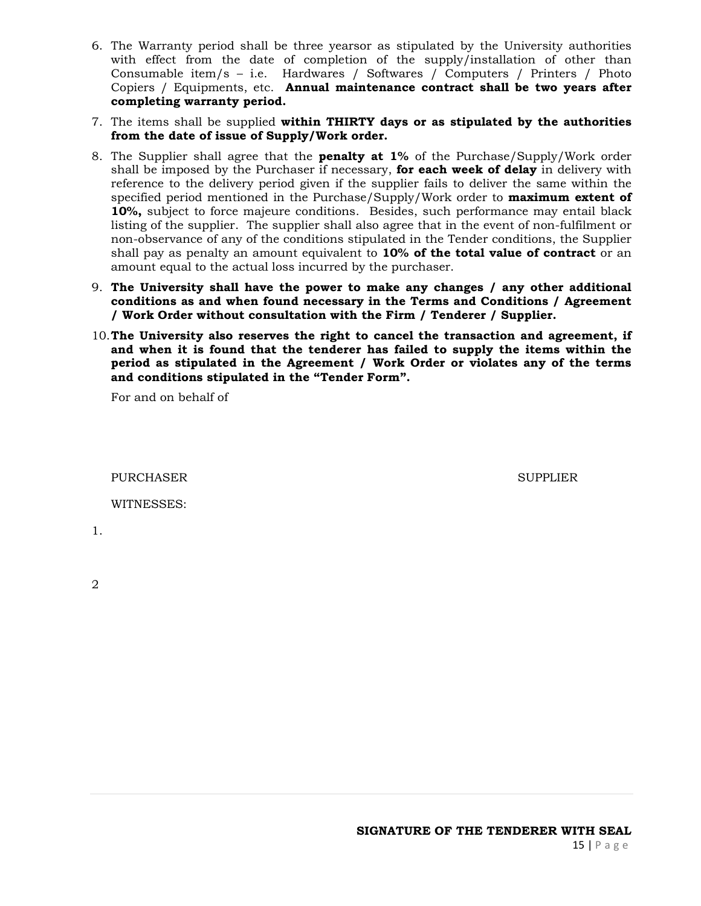6. The Warranty period shall be three yearsor as stipulated by the University authorities with effect from the date of completion of the supply/installation of other than Consumable item/s – i.e. Hardwares / Softwares / Computers / Printers / Photo Copiers / Equipments, etc. **Annual maintenance contract shall be two years after completing warranty period.**
7. The items shall be supplied **within THIRTY days or as stipulated by the authorities from the date of issue of Supply/Work order.**
8. The Supplier shall agree that the **penalty at 1%** of the Purchase/Supply/Work order shall be imposed by the Purchaser if necessary, **for each week of delay** in delivery with reference to the delivery period given if the supplier fails to deliver the same within the specified period mentioned in the Purchase/Supply/Work order to **maximum extent of 10%,** subject to force majeure conditions. Besides, such performance may entail black listing of the supplier. The supplier shall also agree that in the event of non-fulfilment or non-observance of any of the conditions stipulated in the Tender conditions, the Supplier shall pay as penalty an amount equivalent to **10% of the total value of contract** or an amount equal to the actual loss incurred by the purchaser.
9. **The University shall have the power to make any changes / any other additional conditions as and when found necessary in the Terms and Conditions / Agreement / Work Order without consultation with the Firm / Tenderer / Supplier.**
10. **The University also reserves the right to cancel the transaction and agreement, if and when it is found that the tenderer has failed to supply the items within the period as stipulated in the Agreement / Work Order or violates any of the terms and conditions stipulated in the "Tender Form".**

For and on behalf of

PURCHASER SUPPLIER

WITNESSES:

1.

2

**SIGNATURE OF THE TENDERER WITH SEAL**